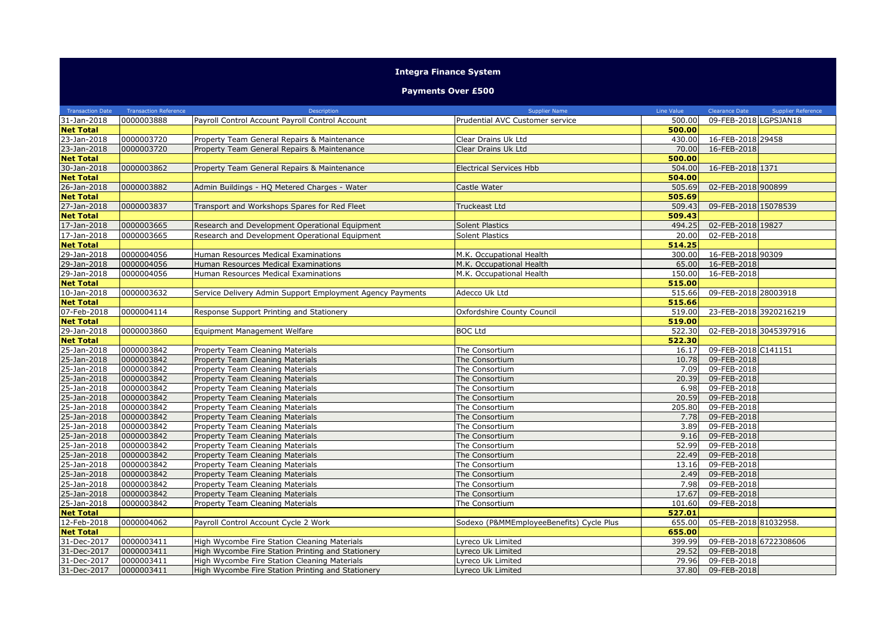# Integra Finance System

## Payments Over £500

| Transaction Date | Transaction Reference | Description | Supplier Name | Line Value | Clearance Date | Supplier Reference |
|---|---|---|---|---|---|---|
| 31-Jan-2018 | 0000003888 | Payroll Control Account Payroll Control Account | Prudential AVC Customer service | 500.00 | 09-FEB-2018 | LGPSJAN18 |
| **Net Total** | | | | **500.00** | | |
| 23-Jan-2018 | 0000003720 | Property Team General Repairs & Maintenance | Clear Drains Uk Ltd | 430.00 | 16-FEB-2018 | 29458 |
| 23-Jan-2018 | 0000003720 | Property Team General Repairs & Maintenance | Clear Drains Uk Ltd | 70.00 | 16-FEB-2018 | |
| **Net Total** | | | | **500.00** | | |
| 30-Jan-2018 | 0000003862 | Property Team General Repairs & Maintenance | Electrical Services Hbb | 504.00 | 16-FEB-2018 | 1371 |
| **Net Total** | | | | **504.00** | | |
| 26-Jan-2018 | 0000003882 | Admin Buildings - HQ Metered Charges - Water | Castle Water | 505.69 | 02-FEB-2018 | 900899 |
| **Net Total** | | | | **505.69** | | |
| 27-Jan-2018 | 0000003837 | Transport and Workshops Spares for Red Fleet | Truckeast Ltd | 509.43 | 09-FEB-2018 | 15078539 |
| **Net Total** | | | | **509.43** | | |
| 17-Jan-2018 | 0000003665 | Research and Development Operational Equipment | Solent Plastics | 494.25 | 02-FEB-2018 | 19827 |
| 17-Jan-2018 | 0000003665 | Research and Development Operational Equipment | Solent Plastics | 20.00 | 02-FEB-2018 | |
| **Net Total** | | | | **514.25** | | |
| 29-Jan-2018 | 0000004056 | Human Resources Medical Examinations | M.K. Occupational Health | 300.00 | 16-FEB-2018 | 90309 |
| 29-Jan-2018 | 0000004056 | Human Resources Medical Examinations | M.K. Occupational Health | 65.00 | 16-FEB-2018 | |
| 29-Jan-2018 | 0000004056 | Human Resources Medical Examinations | M.K. Occupational Health | 150.00 | 16-FEB-2018 | |
| **Net Total** | | | | **515.00** | | |
| 10-Jan-2018 | 0000003632 | Service Delivery Admin Support Employment Agency Payments | Adecco Uk Ltd | 515.66 | 09-FEB-2018 | 28003918 |
| **Net Total** | | | | **515.66** | | |
| 07-Feb-2018 | 0000004114 | Response Support Printing and Stationery | Oxfordshire County Council | 519.00 | 23-FEB-2018 | 3920216219 |
| **Net Total** | | | | **519.00** | | |
| 29-Jan-2018 | 0000003860 | Equipment Management Welfare | BOC Ltd | 522.30 | 02-FEB-2018 | 3045397916 |
| **Net Total** | | | | **522.30** | | |
| 25-Jan-2018 | 0000003842 | Property Team Cleaning Materials | The Consortium | 16.17 | 09-FEB-2018 | C141151 |
| 25-Jan-2018 | 0000003842 | Property Team Cleaning Materials | The Consortium | 10.78 | 09-FEB-2018 | |
| 25-Jan-2018 | 0000003842 | Property Team Cleaning Materials | The Consortium | 7.09 | 09-FEB-2018 | |
| 25-Jan-2018 | 0000003842 | Property Team Cleaning Materials | The Consortium | 20.39 | 09-FEB-2018 | |
| 25-Jan-2018 | 0000003842 | Property Team Cleaning Materials | The Consortium | 6.98 | 09-FEB-2018 | |
| 25-Jan-2018 | 0000003842 | Property Team Cleaning Materials | The Consortium | 20.59 | 09-FEB-2018 | |
| 25-Jan-2018 | 0000003842 | Property Team Cleaning Materials | The Consortium | 205.80 | 09-FEB-2018 | |
| 25-Jan-2018 | 0000003842 | Property Team Cleaning Materials | The Consortium | 7.78 | 09-FEB-2018 | |
| 25-Jan-2018 | 0000003842 | Property Team Cleaning Materials | The Consortium | 3.89 | 09-FEB-2018 | |
| 25-Jan-2018 | 0000003842 | Property Team Cleaning Materials | The Consortium | 9.16 | 09-FEB-2018 | |
| 25-Jan-2018 | 0000003842 | Property Team Cleaning Materials | The Consortium | 52.99 | 09-FEB-2018 | |
| 25-Jan-2018 | 0000003842 | Property Team Cleaning Materials | The Consortium | 22.49 | 09-FEB-2018 | |
| 25-Jan-2018 | 0000003842 | Property Team Cleaning Materials | The Consortium | 13.16 | 09-FEB-2018 | |
| 25-Jan-2018 | 0000003842 | Property Team Cleaning Materials | The Consortium | 2.49 | 09-FEB-2018 | |
| 25-Jan-2018 | 0000003842 | Property Team Cleaning Materials | The Consortium | 7.98 | 09-FEB-2018 | |
| 25-Jan-2018 | 0000003842 | Property Team Cleaning Materials | The Consortium | 17.67 | 09-FEB-2018 | |
| 25-Jan-2018 | 0000003842 | Property Team Cleaning Materials | The Consortium | 101.60 | 09-FEB-2018 | |
| **Net Total** | | | | **527.01** | | |
| 12-Feb-2018 | 0000004062 | Payroll Control Account Cycle 2 Work | Sodexo (P&MMEmployeeBenefits) Cycle Plus | 655.00 | 05-FEB-2018 | 81032958. |
| **Net Total** | | | | **655.00** | | |
| 31-Dec-2017 | 0000003411 | High Wycombe Fire Station Cleaning Materials | Lyreco Uk Limited | 399.99 | 09-FEB-2018 | 6722308606 |
| 31-Dec-2017 | 0000003411 | High Wycombe Fire Station Printing and Stationery | Lyreco Uk Limited | 29.52 | 09-FEB-2018 | |
| 31-Dec-2017 | 0000003411 | High Wycombe Fire Station Cleaning Materials | Lyreco Uk Limited | 79.96 | 09-FEB-2018 | |
| 31-Dec-2017 | 0000003411 | High Wycombe Fire Station Printing and Stationery | Lyreco Uk Limited | 37.80 | 09-FEB-2018 | |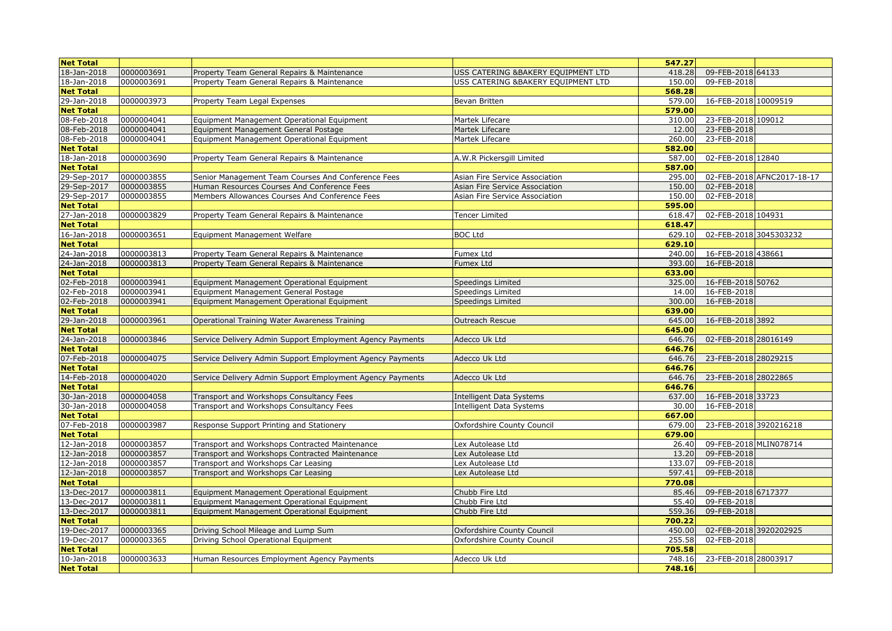| Net Total | | | | 547.27 | | |
|---|---|---|---|---|---|---|
| 18-Jan-2018 | 0000003691 | Property Team General Repairs & Maintenance | USS CATERING &BAKERY EQUIPMENT LTD | 418.28 | 09-FEB-2018 | 64133 |
| 18-Jan-2018 | 0000003691 | Property Team General Repairs & Maintenance | USS CATERING &BAKERY EQUIPMENT LTD | 150.00 | 09-FEB-2018 | |
| Net Total | | | | 568.28 | | |
| 29-Jan-2018 | 0000003973 | Property Team Legal Expenses | Bevan Britten | 579.00 | 16-FEB-2018 | 10009519 |
| Net Total | | | | 579.00 | | |
| 08-Feb-2018 | 0000004041 | Equipment Management Operational Equipment | Martek Lifecare | 310.00 | 23-FEB-2018 | 109012 |
| 08-Feb-2018 | 0000004041 | Equipment Management General Postage | Martek Lifecare | 12.00 | 23-FEB-2018 | |
| 08-Feb-2018 | 0000004041 | Equipment Management Operational Equipment | Martek Lifecare | 260.00 | 23-FEB-2018 | |
| Net Total | | | | 582.00 | | |
| 18-Jan-2018 | 0000003690 | Property Team General Repairs & Maintenance | A.W.R Pickersgill Limited | 587.00 | 02-FEB-2018 | 12840 |
| Net Total | | | | 587.00 | | |
| 29-Sep-2017 | 0000003855 | Senior Management Team Courses And Conference Fees | Asian Fire Service Association | 295.00 | 02-FEB-2018 | AFNC2017-18-17 |
| 29-Sep-2017 | 0000003855 | Human Resources Courses And Conference Fees | Asian Fire Service Association | 150.00 | 02-FEB-2018 | |
| 29-Sep-2017 | 0000003855 | Members Allowances Courses And Conference Fees | Asian Fire Service Association | 150.00 | 02-FEB-2018 | |
| Net Total | | | | 595.00 | | |
| 27-Jan-2018 | 0000003829 | Property Team General Repairs & Maintenance | Tencer Limited | 618.47 | 02-FEB-2018 | 104931 |
| Net Total | | | | 618.47 | | |
| 16-Jan-2018 | 0000003651 | Equipment Management Welfare | BOC Ltd | 629.10 | 02-FEB-2018 | 3045303232 |
| Net Total | | | | 629.10 | | |
| 24-Jan-2018 | 0000003813 | Property Team General Repairs & Maintenance | Fumex Ltd | 240.00 | 16-FEB-2018 | 438661 |
| 24-Jan-2018 | 0000003813 | Property Team General Repairs & Maintenance | Fumex Ltd | 393.00 | 16-FEB-2018 | |
| Net Total | | | | 633.00 | | |
| 02-Feb-2018 | 0000003941 | Equipment Management Operational Equipment | Speedings Limited | 325.00 | 16-FEB-2018 | 50762 |
| 02-Feb-2018 | 0000003941 | Equipment Management General Postage | Speedings Limited | 14.00 | 16-FEB-2018 | |
| 02-Feb-2018 | 0000003941 | Equipment Management Operational Equipment | Speedings Limited | 300.00 | 16-FEB-2018 | |
| Net Total | | | | 639.00 | | |
| 29-Jan-2018 | 0000003961 | Operational Training Water Awareness Training | Outreach Rescue | 645.00 | 16-FEB-2018 | 3892 |
| Net Total | | | | 645.00 | | |
| 24-Jan-2018 | 0000003846 | Service Delivery Admin Support Employment Agency Payments | Adecco Uk Ltd | 646.76 | 02-FEB-2018 | 28016149 |
| Net Total | | | | 646.76 | | |
| 07-Feb-2018 | 0000004075 | Service Delivery Admin Support Employment Agency Payments | Adecco Uk Ltd | 646.76 | 23-FEB-2018 | 28029215 |
| Net Total | | | | 646.76 | | |
| 14-Feb-2018 | 0000004020 | Service Delivery Admin Support Employment Agency Payments | Adecco Uk Ltd | 646.76 | 23-FEB-2018 | 28022865 |
| Net Total | | | | 646.76 | | |
| 30-Jan-2018 | 0000004058 | Transport and Workshops Consultancy Fees | Intelligent Data Systems | 637.00 | 16-FEB-2018 | 33723 |
| 30-Jan-2018 | 0000004058 | Transport and Workshops Consultancy Fees | Intelligent Data Systems | 30.00 | 16-FEB-2018 | |
| Net Total | | | | 667.00 | | |
| 07-Feb-2018 | 0000003987 | Response Support Printing and Stationery | Oxfordshire County Council | 679.00 | 23-FEB-2018 | 3920216218 |
| Net Total | | | | 679.00 | | |
| 12-Jan-2018 | 0000003857 | Transport and Workshops Contracted Maintenance | Lex Autolease Ltd | 26.40 | 09-FEB-2018 | MLIN078714 |
| 12-Jan-2018 | 0000003857 | Transport and Workshops Contracted Maintenance | Lex Autolease Ltd | 13.20 | 09-FEB-2018 | |
| 12-Jan-2018 | 0000003857 | Transport and Workshops Car Leasing | Lex Autolease Ltd | 133.07 | 09-FEB-2018 | |
| 12-Jan-2018 | 0000003857 | Transport and Workshops Car Leasing | Lex Autolease Ltd | 597.41 | 09-FEB-2018 | |
| Net Total | | | | 770.08 | | |
| 13-Dec-2017 | 0000003811 | Equipment Management Operational Equipment | Chubb Fire Ltd | 85.46 | 09-FEB-2018 | 6717377 |
| 13-Dec-2017 | 0000003811 | Equipment Management Operational Equipment | Chubb Fire Ltd | 55.40 | 09-FEB-2018 | |
| 13-Dec-2017 | 0000003811 | Equipment Management Operational Equipment | Chubb Fire Ltd | 559.36 | 09-FEB-2018 | |
| Net Total | | | | 700.22 | | |
| 19-Dec-2017 | 0000003365 | Driving School Mileage and Lump Sum | Oxfordshire County Council | 450.00 | 02-FEB-2018 | 3920202925 |
| 19-Dec-2017 | 0000003365 | Driving School Operational Equipment | Oxfordshire County Council | 255.58 | 02-FEB-2018 | |
| Net Total | | | | 705.58 | | |
| 10-Jan-2018 | 0000003633 | Human Resources Employment Agency Payments | Adecco Uk Ltd | 748.16 | 23-FEB-2018 | 28003917 |
| Net Total | | | | 748.16 | | |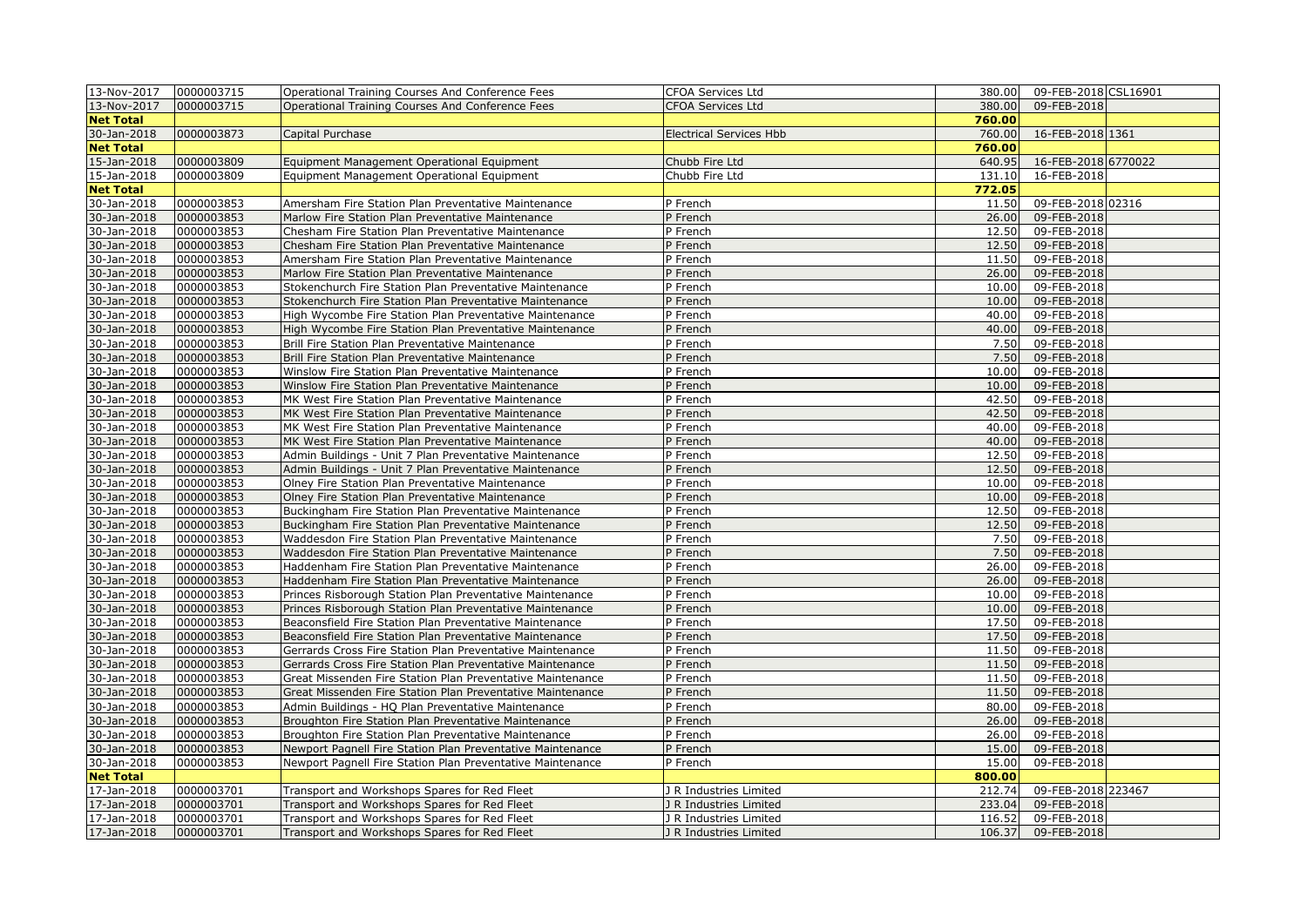| | | | | | | |
|---|---|---|---|---|---|---|
| 13-Nov-2017 | 0000003715 | Operational Training Courses And Conference Fees | CFOA Services Ltd | 380.00 | 09-FEB-2018 | CSL16901 |
| 13-Nov-2017 | 0000003715 | Operational Training Courses And Conference Fees | CFOA Services Ltd | 380.00 | 09-FEB-2018 | |
| **Net Total** | | | | **760.00** | | |
| 30-Jan-2018 | 0000003873 | Capital Purchase | Electrical Services Hbb | 760.00 | 16-FEB-2018 | 1361 |
| **Net Total** | | | | **760.00** | | |
| 15-Jan-2018 | 0000003809 | Equipment Management Operational Equipment | Chubb Fire Ltd | 640.95 | 16-FEB-2018 | 6770022 |
| 15-Jan-2018 | 0000003809 | Equipment Management Operational Equipment | Chubb Fire Ltd | 131.10 | 16-FEB-2018 | |
| **Net Total** | | | | **772.05** | | |
| 30-Jan-2018 | 0000003853 | Amersham Fire Station Plan Preventative Maintenance | P French | 11.50 | 09-FEB-2018 | 02316 |
| 30-Jan-2018 | 0000003853 | Marlow Fire Station Plan Preventative Maintenance | P French | 26.00 | 09-FEB-2018 | |
| 30-Jan-2018 | 0000003853 | Chesham Fire Station Plan Preventative Maintenance | P French | 12.50 | 09-FEB-2018 | |
| 30-Jan-2018 | 0000003853 | Chesham Fire Station Plan Preventative Maintenance | P French | 12.50 | 09-FEB-2018 | |
| 30-Jan-2018 | 0000003853 | Amersham Fire Station Plan Preventative Maintenance | P French | 11.50 | 09-FEB-2018 | |
| 30-Jan-2018 | 0000003853 | Marlow Fire Station Plan Preventative Maintenance | P French | 26.00 | 09-FEB-2018 | |
| 30-Jan-2018 | 0000003853 | Stokenchurch Fire Station Plan Preventative Maintenance | P French | 10.00 | 09-FEB-2018 | |
| 30-Jan-2018 | 0000003853 | Stokenchurch Fire Station Plan Preventative Maintenance | P French | 10.00 | 09-FEB-2018 | |
| 30-Jan-2018 | 0000003853 | High Wycombe Fire Station Plan Preventative Maintenance | P French | 40.00 | 09-FEB-2018 | |
| 30-Jan-2018 | 0000003853 | High Wycombe Fire Station Plan Preventative Maintenance | P French | 40.00 | 09-FEB-2018 | |
| 30-Jan-2018 | 0000003853 | Brill Fire Station Plan Preventative Maintenance | P French | 7.50 | 09-FEB-2018 | |
| 30-Jan-2018 | 0000003853 | Brill Fire Station Plan Preventative Maintenance | P French | 7.50 | 09-FEB-2018 | |
| 30-Jan-2018 | 0000003853 | Winslow Fire Station Plan Preventative Maintenance | P French | 10.00 | 09-FEB-2018 | |
| 30-Jan-2018 | 0000003853 | Winslow Fire Station Plan Preventative Maintenance | P French | 10.00 | 09-FEB-2018 | |
| 30-Jan-2018 | 0000003853 | MK West Fire Station Plan Preventative Maintenance | P French | 42.50 | 09-FEB-2018 | |
| 30-Jan-2018 | 0000003853 | MK West Fire Station Plan Preventative Maintenance | P French | 42.50 | 09-FEB-2018 | |
| 30-Jan-2018 | 0000003853 | MK West Fire Station Plan Preventative Maintenance | P French | 40.00 | 09-FEB-2018 | |
| 30-Jan-2018 | 0000003853 | MK West Fire Station Plan Preventative Maintenance | P French | 40.00 | 09-FEB-2018 | |
| 30-Jan-2018 | 0000003853 | Admin Buildings - Unit 7 Plan Preventative Maintenance | P French | 12.50 | 09-FEB-2018 | |
| 30-Jan-2018 | 0000003853 | Admin Buildings - Unit 7 Plan Preventative Maintenance | P French | 12.50 | 09-FEB-2018 | |
| 30-Jan-2018 | 0000003853 | Olney Fire Station Plan Preventative Maintenance | P French | 10.00 | 09-FEB-2018 | |
| 30-Jan-2018 | 0000003853 | Olney Fire Station Plan Preventative Maintenance | P French | 10.00 | 09-FEB-2018 | |
| 30-Jan-2018 | 0000003853 | Buckingham Fire Station Plan Preventative Maintenance | P French | 12.50 | 09-FEB-2018 | |
| 30-Jan-2018 | 0000003853 | Buckingham Fire Station Plan Preventative Maintenance | P French | 12.50 | 09-FEB-2018 | |
| 30-Jan-2018 | 0000003853 | Waddesdon Fire Station Plan Preventative Maintenance | P French | 7.50 | 09-FEB-2018 | |
| 30-Jan-2018 | 0000003853 | Waddesdon Fire Station Plan Preventative Maintenance | P French | 7.50 | 09-FEB-2018 | |
| 30-Jan-2018 | 0000003853 | Haddenham Fire Station Plan Preventative Maintenance | P French | 26.00 | 09-FEB-2018 | |
| 30-Jan-2018 | 0000003853 | Haddenham Fire Station Plan Preventative Maintenance | P French | 26.00 | 09-FEB-2018 | |
| 30-Jan-2018 | 0000003853 | Princes Risborough Station Plan Preventative Maintenance | P French | 10.00 | 09-FEB-2018 | |
| 30-Jan-2018 | 0000003853 | Princes Risborough Station Plan Preventative Maintenance | P French | 10.00 | 09-FEB-2018 | |
| 30-Jan-2018 | 0000003853 | Beaconsfield Fire Station Plan Preventative Maintenance | P French | 17.50 | 09-FEB-2018 | |
| 30-Jan-2018 | 0000003853 | Beaconsfield Fire Station Plan Preventative Maintenance | P French | 17.50 | 09-FEB-2018 | |
| 30-Jan-2018 | 0000003853 | Gerrards Cross Fire Station Plan Preventative Maintenance | P French | 11.50 | 09-FEB-2018 | |
| 30-Jan-2018 | 0000003853 | Gerrards Cross Fire Station Plan Preventative Maintenance | P French | 11.50 | 09-FEB-2018 | |
| 30-Jan-2018 | 0000003853 | Great Missenden Fire Station Plan Preventative Maintenance | P French | 11.50 | 09-FEB-2018 | |
| 30-Jan-2018 | 0000003853 | Great Missenden Fire Station Plan Preventative Maintenance | P French | 11.50 | 09-FEB-2018 | |
| 30-Jan-2018 | 0000003853 | Admin Buildings - HQ Plan Preventative Maintenance | P French | 80.00 | 09-FEB-2018 | |
| 30-Jan-2018 | 0000003853 | Broughton Fire Station Plan Preventative Maintenance | P French | 26.00 | 09-FEB-2018 | |
| 30-Jan-2018 | 0000003853 | Broughton Fire Station Plan Preventative Maintenance | P French | 26.00 | 09-FEB-2018 | |
| 30-Jan-2018 | 0000003853 | Newport Pagnell Fire Station Plan Preventative Maintenance | P French | 15.00 | 09-FEB-2018 | |
| 30-Jan-2018 | 0000003853 | Newport Pagnell Fire Station Plan Preventative Maintenance | P French | 15.00 | 09-FEB-2018 | |
| **Net Total** | | | | **800.00** | | |
| 17-Jan-2018 | 0000003701 | Transport and Workshops Spares for Red Fleet | J R Industries Limited | 212.74 | 09-FEB-2018 | 223467 |
| 17-Jan-2018 | 0000003701 | Transport and Workshops Spares for Red Fleet | J R Industries Limited | 233.04 | 09-FEB-2018 | |
| 17-Jan-2018 | 0000003701 | Transport and Workshops Spares for Red Fleet | J R Industries Limited | 116.52 | 09-FEB-2018 | |
| 17-Jan-2018 | 0000003701 | Transport and Workshops Spares for Red Fleet | J R Industries Limited | 106.37 | 09-FEB-2018 | |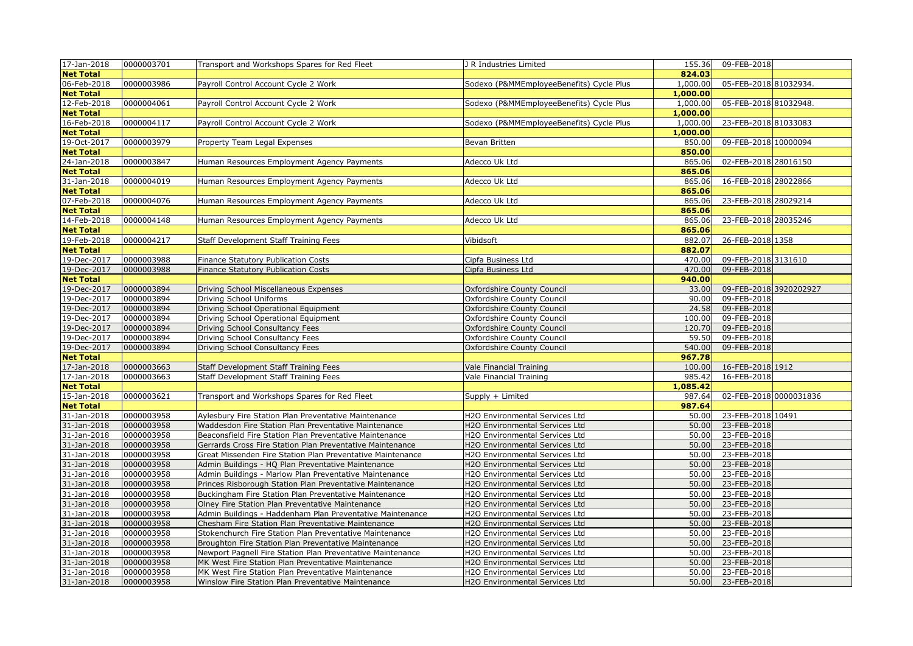| | | | | | | |
|---|---|---|---|---|---|---|
| 17-Jan-2018 | 0000003701 | Transport and Workshops Spares for Red Fleet | J R Industries Limited | 155.36 | 09-FEB-2018 | |
| **Net Total** | | | | **824.03** | | |
| 06-Feb-2018 | 0000003986 | Payroll Control Account Cycle 2 Work | Sodexo (P&MMEmployeeBenefits) Cycle Plus | 1,000.00 | 05-FEB-2018 | 81032934. |
| **Net Total** | | | | **1,000.00** | | |
| 12-Feb-2018 | 0000004061 | Payroll Control Account Cycle 2 Work | Sodexo (P&MMEmployeeBenefits) Cycle Plus | 1,000.00 | 05-FEB-2018 | 81032948. |
| **Net Total** | | | | **1,000.00** | | |
| 16-Feb-2018 | 0000004117 | Payroll Control Account Cycle 2 Work | Sodexo (P&MMEmployeeBenefits) Cycle Plus | 1,000.00 | 23-FEB-2018 | 81033083 |
| **Net Total** | | | | **1,000.00** | | |
| 19-Oct-2017 | 0000003979 | Property Team Legal Expenses | Bevan Britten | 850.00 | 09-FEB-2018 | 10000094 |
| **Net Total** | | | | **850.00** | | |
| 24-Jan-2018 | 0000003847 | Human Resources Employment Agency Payments | Adecco Uk Ltd | 865.06 | 02-FEB-2018 | 28016150 |
| **Net Total** | | | | **865.06** | | |
| 31-Jan-2018 | 0000004019 | Human Resources Employment Agency Payments | Adecco Uk Ltd | 865.06 | 16-FEB-2018 | 28022866 |
| **Net Total** | | | | **865.06** | | |
| 07-Feb-2018 | 0000004076 | Human Resources Employment Agency Payments | Adecco Uk Ltd | 865.06 | 23-FEB-2018 | 28029214 |
| **Net Total** | | | | **865.06** | | |
| 14-Feb-2018 | 0000004148 | Human Resources Employment Agency Payments | Adecco Uk Ltd | 865.06 | 23-FEB-2018 | 28035246 |
| **Net Total** | | | | **865.06** | | |
| 19-Feb-2018 | 0000004217 | Staff Development Staff Training Fees | Vibidsoft | 882.07 | 26-FEB-2018 | 1358 |
| **Net Total** | | | | **882.07** | | |
| 19-Dec-2017 | 0000003988 | Finance Statutory Publication Costs | Cipfa Business Ltd | 470.00 | 09-FEB-2018 | 3131610 |
| 19-Dec-2017 | 0000003988 | Finance Statutory Publication Costs | Cipfa Business Ltd | 470.00 | 09-FEB-2018 | |
| **Net Total** | | | | **940.00** | | |
| 19-Dec-2017 | 0000003894 | Driving School Miscellaneous Expenses | Oxfordshire County Council | 33.00 | 09-FEB-2018 | 3920202927 |
| 19-Dec-2017 | 0000003894 | Driving School Uniforms | Oxfordshire County Council | 90.00 | 09-FEB-2018 | |
| 19-Dec-2017 | 0000003894 | Driving School Operational Equipment | Oxfordshire County Council | 24.58 | 09-FEB-2018 | |
| 19-Dec-2017 | 0000003894 | Driving School Operational Equipment | Oxfordshire County Council | 100.00 | 09-FEB-2018 | |
| 19-Dec-2017 | 0000003894 | Driving School Consultancy Fees | Oxfordshire County Council | 120.70 | 09-FEB-2018 | |
| 19-Dec-2017 | 0000003894 | Driving School Consultancy Fees | Oxfordshire County Council | 59.50 | 09-FEB-2018 | |
| 19-Dec-2017 | 0000003894 | Driving School Consultancy Fees | Oxfordshire County Council | 540.00 | 09-FEB-2018 | |
| **Net Total** | | | | **967.78** | | |
| 17-Jan-2018 | 0000003663 | Staff Development Staff Training Fees | Vale Financial Training | 100.00 | 16-FEB-2018 | 1912 |
| 17-Jan-2018 | 0000003663 | Staff Development Staff Training Fees | Vale Financial Training | 985.42 | 16-FEB-2018 | |
| **Net Total** | | | | **1,085.42** | | |
| 15-Jan-2018 | 0000003621 | Transport and Workshops Spares for Red Fleet | Supply + Limited | 987.64 | 02-FEB-2018 | 0000031836 |
| **Net Total** | | | | **987.64** | | |
| 31-Jan-2018 | 0000003958 | Aylesbury Fire Station Plan Preventative Maintenance | H2O Environmental Services Ltd | 50.00 | 23-FEB-2018 | 10491 |
| 31-Jan-2018 | 0000003958 | Waddesdon Fire Station Plan Preventative Maintenance | H2O Environmental Services Ltd | 50.00 | 23-FEB-2018 | |
| 31-Jan-2018 | 0000003958 | Beaconsfield Fire Station Plan Preventative Maintenance | H2O Environmental Services Ltd | 50.00 | 23-FEB-2018 | |
| 31-Jan-2018 | 0000003958 | Gerrards Cross Fire Station Plan Preventative Maintenance | H2O Environmental Services Ltd | 50.00 | 23-FEB-2018 | |
| 31-Jan-2018 | 0000003958 | Great Missenden Fire Station Plan Preventative Maintenance | H2O Environmental Services Ltd | 50.00 | 23-FEB-2018 | |
| 31-Jan-2018 | 0000003958 | Admin Buildings - HQ Plan Preventative Maintenance | H2O Environmental Services Ltd | 50.00 | 23-FEB-2018 | |
| 31-Jan-2018 | 0000003958 | Admin Buildings - Marlow Plan Preventative Maintenance | H2O Environmental Services Ltd | 50.00 | 23-FEB-2018 | |
| 31-Jan-2018 | 0000003958 | Princes Risborough Fire Station Plan Preventative Maintenance | H2O Environmental Services Ltd | 50.00 | 23-FEB-2018 | |
| 31-Jan-2018 | 0000003958 | Buckingham Fire Station Plan Preventative Maintenance | H2O Environmental Services Ltd | 50.00 | 23-FEB-2018 | |
| 31-Jan-2018 | 0000003958 | Olney Fire Station Plan Preventative Maintenance | H2O Environmental Services Ltd | 50.00 | 23-FEB-2018 | |
| 31-Jan-2018 | 0000003958 | Admin Buildings - Haddenham Plan Preventative Maintenance | H2O Environmental Services Ltd | 50.00 | 23-FEB-2018 | |
| 31-Jan-2018 | 0000003958 | Chesham Fire Station Plan Preventative Maintenance | H2O Environmental Services Ltd | 50.00 | 23-FEB-2018 | |
| 31-Jan-2018 | 0000003958 | Stokenchurch Fire Station Plan Preventative Maintenance | H2O Environmental Services Ltd | 50.00 | 23-FEB-2018 | |
| 31-Jan-2018 | 0000003958 | Broughton Fire Station Plan Preventative Maintenance | H2O Environmental Services Ltd | 50.00 | 23-FEB-2018 | |
| 31-Jan-2018 | 0000003958 | Newport Pagnell Fire Station Plan Preventative Maintenance | H2O Environmental Services Ltd | 50.00 | 23-FEB-2018 | |
| 31-Jan-2018 | 0000003958 | MK West Fire Station Plan Preventative Maintenance | H2O Environmental Services Ltd | 50.00 | 23-FEB-2018 | |
| 31-Jan-2018 | 0000003958 | MK West Fire Station Plan Preventative Maintenance | H2O Environmental Services Ltd | 50.00 | 23-FEB-2018 | |
| 31-Jan-2018 | 0000003958 | Winslow Fire Station Plan Preventative Maintenance | H2O Environmental Services Ltd | 50.00 | 23-FEB-2018 | |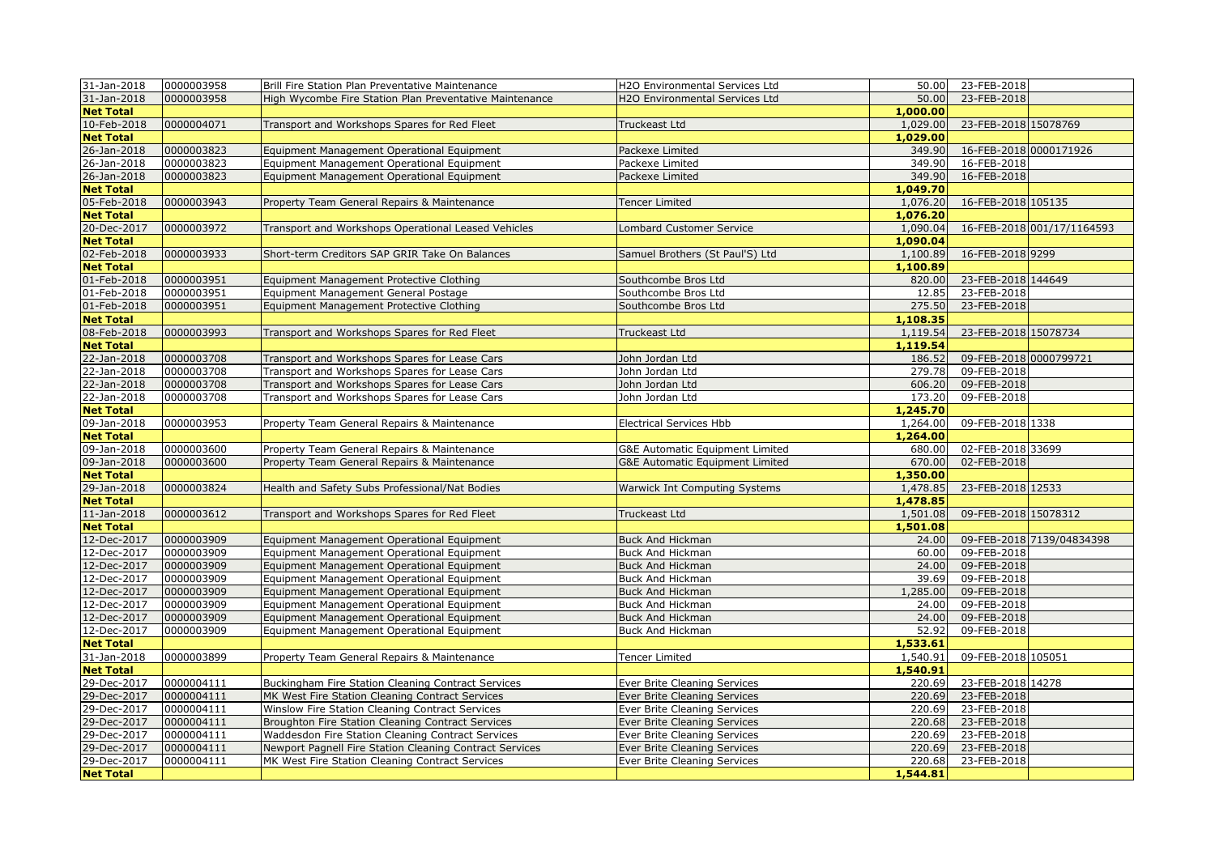| | | | | | | |
|---|---|---|---|---|---|---|
| 31-Jan-2018 | 0000003958 | Brill Fire Station Plan Preventative Maintenance | H2O Environmental Services Ltd | 50.00 | 23-FEB-2018 | |
| 31-Jan-2018 | 0000003958 | High Wycombe Fire Station Plan Preventative Maintenance | H2O Environmental Services Ltd | 50.00 | 23-FEB-2018 | |
| **Net Total** | | | | **1,000.00** | | |
| 10-Feb-2018 | 0000004071 | Transport and Workshops Spares for Red Fleet | Truckeast Ltd | 1,029.00 | 23-FEB-2018 | 15078769 |
| **Net Total** | | | | **1,029.00** | | |
| 26-Jan-2018 | 0000003823 | Equipment Management Operational Equipment | Packexe Limited | 349.90 | 16-FEB-2018 | 0000171926 |
| 26-Jan-2018 | 0000003823 | Equipment Management Operational Equipment | Packexe Limited | 349.90 | 16-FEB-2018 | |
| 26-Jan-2018 | 0000003823 | Equipment Management Operational Equipment | Packexe Limited | 349.90 | 16-FEB-2018 | |
| **Net Total** | | | | **1,049.70** | | |
| 05-Feb-2018 | 0000003943 | Property Team General Repairs & Maintenance | Tencer Limited | 1,076.20 | 16-FEB-2018 | 105135 |
| **Net Total** | | | | **1,076.20** | | |
| 20-Dec-2017 | 0000003972 | Transport and Workshops Operational Leased Vehicles | Lombard Customer Service | 1,090.04 | 16-FEB-2018 | 001/17/1164593 |
| **Net Total** | | | | **1,090.04** | | |
| 02-Feb-2018 | 0000003933 | Short-term Creditors SAP GRIR Take On Balances | Samuel Brothers (St Paul'S) Ltd | 1,100.89 | 16-FEB-2018 | 9299 |
| **Net Total** | | | | **1,100.89** | | |
| 01-Feb-2018 | 0000003951 | Equipment Management Protective Clothing | Southcombe Bros Ltd | 820.00 | 23-FEB-2018 | 144649 |
| 01-Feb-2018 | 0000003951 | Equipment Management General Postage | Southcombe Bros Ltd | 12.85 | 23-FEB-2018 | |
| 01-Feb-2018 | 0000003951 | Equipment Management Protective Clothing | Southcombe Bros Ltd | 275.50 | 23-FEB-2018 | |
| **Net Total** | | | | **1,108.35** | | |
| 08-Feb-2018 | 0000003993 | Transport and Workshops Spares for Red Fleet | Truckeast Ltd | 1,119.54 | 23-FEB-2018 | 15078734 |
| **Net Total** | | | | **1,119.54** | | |
| 22-Jan-2018 | 0000003708 | Transport and Workshops Spares for Lease Cars | John Jordan Ltd | 186.52 | 09-FEB-2018 | 0000799721 |
| 22-Jan-2018 | 0000003708 | Transport and Workshops Spares for Lease Cars | John Jordan Ltd | 279.78 | 09-FEB-2018 | |
| 22-Jan-2018 | 0000003708 | Transport and Workshops Spares for Lease Cars | John Jordan Ltd | 606.20 | 09-FEB-2018 | |
| 22-Jan-2018 | 0000003708 | Transport and Workshops Spares for Lease Cars | John Jordan Ltd | 173.20 | 09-FEB-2018 | |
| **Net Total** | | | | **1,245.70** | | |
| 09-Jan-2018 | 0000003953 | Property Team General Repairs & Maintenance | Electrical Services Hbb | 1,264.00 | 09-FEB-2018 | 1338 |
| **Net Total** | | | | **1,264.00** | | |
| 09-Jan-2018 | 0000003600 | Property Team General Repairs & Maintenance | G&E Automatic Equipment Limited | 680.00 | 02-FEB-2018 | 33699 |
| 09-Jan-2018 | 0000003600 | Property Team General Repairs & Maintenance | G&E Automatic Equipment Limited | 670.00 | 02-FEB-2018 | |
| **Net Total** | | | | **1,350.00** | | |
| 29-Jan-2018 | 0000003824 | Health and Safety Subs Professional/Nat Bodies | Warwick Int Computing Systems | 1,478.85 | 23-FEB-2018 | 12533 |
| **Net Total** | | | | **1,478.85** | | |
| 11-Jan-2018 | 0000003612 | Transport and Workshops Spares for Red Fleet | Truckeast Ltd | 1,501.08 | 09-FEB-2018 | 15078312 |
| **Net Total** | | | | **1,501.08** | | |
| 12-Dec-2017 | 0000003909 | Equipment Management Operational Equipment | Buck And Hickman | 24.00 | 09-FEB-2018 | 7139/04834398 |
| 12-Dec-2017 | 0000003909 | Equipment Management Operational Equipment | Buck And Hickman | 60.00 | 09-FEB-2018 | |
| 12-Dec-2017 | 0000003909 | Equipment Management Operational Equipment | Buck And Hickman | 24.00 | 09-FEB-2018 | |
| 12-Dec-2017 | 0000003909 | Equipment Management Operational Equipment | Buck And Hickman | 39.69 | 09-FEB-2018 | |
| 12-Dec-2017 | 0000003909 | Equipment Management Operational Equipment | Buck And Hickman | 1,285.00 | 09-FEB-2018 | |
| 12-Dec-2017 | 0000003909 | Equipment Management Operational Equipment | Buck And Hickman | 24.00 | 09-FEB-2018 | |
| 12-Dec-2017 | 0000003909 | Equipment Management Operational Equipment | Buck And Hickman | 24.00 | 09-FEB-2018 | |
| 12-Dec-2017 | 0000003909 | Equipment Management Operational Equipment | Buck And Hickman | 52.92 | 09-FEB-2018 | |
| **Net Total** | | | | **1,533.61** | | |
| 31-Jan-2018 | 0000003899 | Property Team General Repairs & Maintenance | Tencer Limited | 1,540.91 | 09-FEB-2018 | 105051 |
| **Net Total** | | | | **1,540.91** | | |
| 29-Dec-2017 | 0000004111 | Buckingham Fire Station Cleaning Contract Services | Ever Brite Cleaning Services | 220.69 | 23-FEB-2018 | 14278 |
| 29-Dec-2017 | 0000004111 | MK West Fire Station Cleaning Contract Services | Ever Brite Cleaning Services | 220.69 | 23-FEB-2018 | |
| 29-Dec-2017 | 0000004111 | Winslow Fire Station Cleaning Contract Services | Ever Brite Cleaning Services | 220.69 | 23-FEB-2018 | |
| 29-Dec-2017 | 0000004111 | Broughton Fire Station Cleaning Contract Services | Ever Brite Cleaning Services | 220.68 | 23-FEB-2018 | |
| 29-Dec-2017 | 0000004111 | Waddesdon Fire Station Cleaning Contract Services | Ever Brite Cleaning Services | 220.69 | 23-FEB-2018 | |
| 29-Dec-2017 | 0000004111 | Newport Pagnell Fire Station Cleaning Contract Services | Ever Brite Cleaning Services | 220.69 | 23-FEB-2018 | |
| 29-Dec-2017 | 0000004111 | MK West Fire Station Cleaning Contract Services | Ever Brite Cleaning Services | 220.68 | 23-FEB-2018 | |
| **Net Total** | | | | **1,544.81** | | |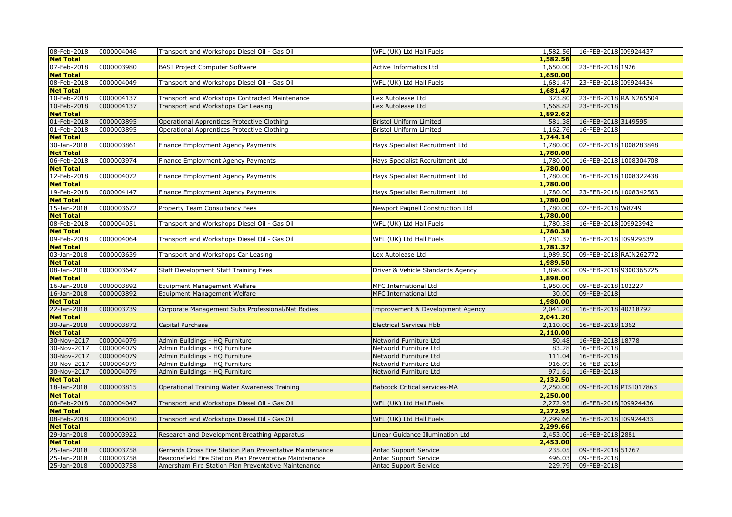| | | | | | | |
|---|---|---|---|---|---|---|
| 08-Feb-2018 | 0000004046 | Transport and Workshops Diesel Oil - Gas Oil | WFL (UK) Ltd Hall Fuels | 1,582.56 | 16-FEB-2018 | I09924437 |
| **Net Total** | | | | **1,582.56** | | |
| 07-Feb-2018 | 0000003980 | BASI Project Computer Software | Active Informatics Ltd | 1,650.00 | 23-FEB-2018 | 1926 |
| **Net Total** | | | | **1,650.00** | | |
| 08-Feb-2018 | 0000004049 | Transport and Workshops Diesel Oil - Gas Oil | WFL (UK) Ltd Hall Fuels | 1,681.47 | 23-FEB-2018 | I09924434 |
| **Net Total** | | | | **1,681.47** | | |
| 10-Feb-2018 | 0000004137 | Transport and Workshops Contracted Maintenance | Lex Autolease Ltd | 323.80 | 23-FEB-2018 | RAIN265504 |
| 10-Feb-2018 | 0000004137 | Transport and Workshops Car Leasing | Lex Autolease Ltd | 1,568.82 | 23-FEB-2018 | |
| **Net Total** | | | | **1,892.62** | | |
| 01-Feb-2018 | 0000003895 | Operational Apprentices Protective Clothing | Bristol Uniform Limited | 581.38 | 16-FEB-2018 | 3149595 |
| 01-Feb-2018 | 0000003895 | Operational Apprentices Protective Clothing | Bristol Uniform Limited | 1,162.76 | 16-FEB-2018 | |
| **Net Total** | | | | **1,744.14** | | |
| 30-Jan-2018 | 0000003861 | Finance Employment Agency Payments | Hays Specialist Recruitment Ltd | 1,780.00 | 02-FEB-2018 | 1008283848 |
| **Net Total** | | | | **1,780.00** | | |
| 06-Feb-2018 | 0000003974 | Finance Employment Agency Payments | Hays Specialist Recruitment Ltd | 1,780.00 | 16-FEB-2018 | 1008304708 |
| **Net Total** | | | | **1,780.00** | | |
| 12-Feb-2018 | 0000004072 | Finance Employment Agency Payments | Hays Specialist Recruitment Ltd | 1,780.00 | 16-FEB-2018 | 1008322438 |
| **Net Total** | | | | **1,780.00** | | |
| 19-Feb-2018 | 0000004147 | Finance Employment Agency Payments | Hays Specialist Recruitment Ltd | 1,780.00 | 23-FEB-2018 | 1008342563 |
| **Net Total** | | | | **1,780.00** | | |
| 15-Jan-2018 | 0000003672 | Property Team Consultancy Fees | Newport Pagnell Construction Ltd | 1,780.00 | 02-FEB-2018 | W8749 |
| **Net Total** | | | | **1,780.00** | | |
| 08-Feb-2018 | 0000004051 | Transport and Workshops Diesel Oil - Gas Oil | WFL (UK) Ltd Hall Fuels | 1,780.38 | 16-FEB-2018 | I09923942 |
| **Net Total** | | | | **1,780.38** | | |
| 09-Feb-2018 | 0000004064 | Transport and Workshops Diesel Oil - Gas Oil | WFL (UK) Ltd Hall Fuels | 1,781.37 | 16-FEB-2018 | I09929539 |
| **Net Total** | | | | **1,781.37** | | |
| 03-Jan-2018 | 0000003639 | Transport and Workshops Car Leasing | Lex Autolease Ltd | 1,989.50 | 09-FEB-2018 | RAIN262772 |
| **Net Total** | | | | **1,989.50** | | |
| 08-Jan-2018 | 0000003647 | Staff Development Staff Training Fees | Driver & Vehicle Standards Agency | 1,898.00 | 09-FEB-2018 | 9300365725 |
| **Net Total** | | | | **1,898.00** | | |
| 16-Jan-2018 | 0000003892 | Equipment Management Welfare | MFC International Ltd | 1,950.00 | 09-FEB-2018 | 102227 |
| 16-Jan-2018 | 0000003892 | Equipment Management Welfare | MFC International Ltd | 30.00 | 09-FEB-2018 | |
| **Net Total** | | | | **1,980.00** | | |
| 22-Jan-2018 | 0000003739 | Corporate Management Subs Professional/Nat Bodies | Improvement & Development Agency | 2,041.20 | 16-FEB-2018 | 40218792 |
| **Net Total** | | | | **2,041.20** | | |
| 30-Jan-2018 | 0000003872 | Capital Purchase | Electrical Services Hbb | 2,110.00 | 16-FEB-2018 | 1362 |
| **Net Total** | | | | **2,110.00** | | |
| 30-Nov-2017 | 0000004079 | Admin Buildings - HQ Furniture | Networld Furniture Ltd | 50.48 | 16-FEB-2018 | 18778 |
| 30-Nov-2017 | 0000004079 | Admin Buildings - HQ Furniture | Networld Furniture Ltd | 83.28 | 16-FEB-2018 | |
| 30-Nov-2017 | 0000004079 | Admin Buildings - HQ Furniture | Networld Furniture Ltd | 111.04 | 16-FEB-2018 | |
| 30-Nov-2017 | 0000004079 | Admin Buildings - HQ Furniture | Networld Furniture Ltd | 916.09 | 16-FEB-2018 | |
| 30-Nov-2017 | 0000004079 | Admin Buildings - HQ Furniture | Networld Furniture Ltd | 971.61 | 16-FEB-2018 | |
| **Net Total** | | | | **2,132.50** | | |
| 18-Jan-2018 | 0000003815 | Operational Training Water Awareness Training | Babcock Critical services-MA | 2,250.00 | 09-FEB-2018 | PTSI017863 |
| **Net Total** | | | | **2,250.00** | | |
| 08-Feb-2018 | 0000004047 | Transport and Workshops Diesel Oil - Gas Oil | WFL (UK) Ltd Hall Fuels | 2,272.95 | 16-FEB-2018 | I09924436 |
| **Net Total** | | | | **2,272.95** | | |
| 08-Feb-2018 | 0000004050 | Transport and Workshops Diesel Oil - Gas Oil | WFL (UK) Ltd Hall Fuels | 2,299.66 | 16-FEB-2018 | I09924433 |
| **Net Total** | | | | **2,299.66** | | |
| 29-Jan-2018 | 0000003922 | Research and Development Breathing Apparatus | Linear Guidance Illumination Ltd | 2,453.00 | 16-FEB-2018 | 2881 |
| **Net Total** | | | | **2,453.00** | | |
| 25-Jan-2018 | 0000003758 | Gerrards Cross Fire Station Plan Preventative Maintenance | Antac Support Service | 235.05 | 09-FEB-2018 | 51267 |
| 25-Jan-2018 | 0000003758 | Beaconsfield Fire Station Plan Preventative Maintenance | Antac Support Service | 496.03 | 09-FEB-2018 | |
| 25-Jan-2018 | 0000003758 | Amersham Fire Station Plan Preventative Maintenance | Antac Support Service | 229.79 | 09-FEB-2018 | |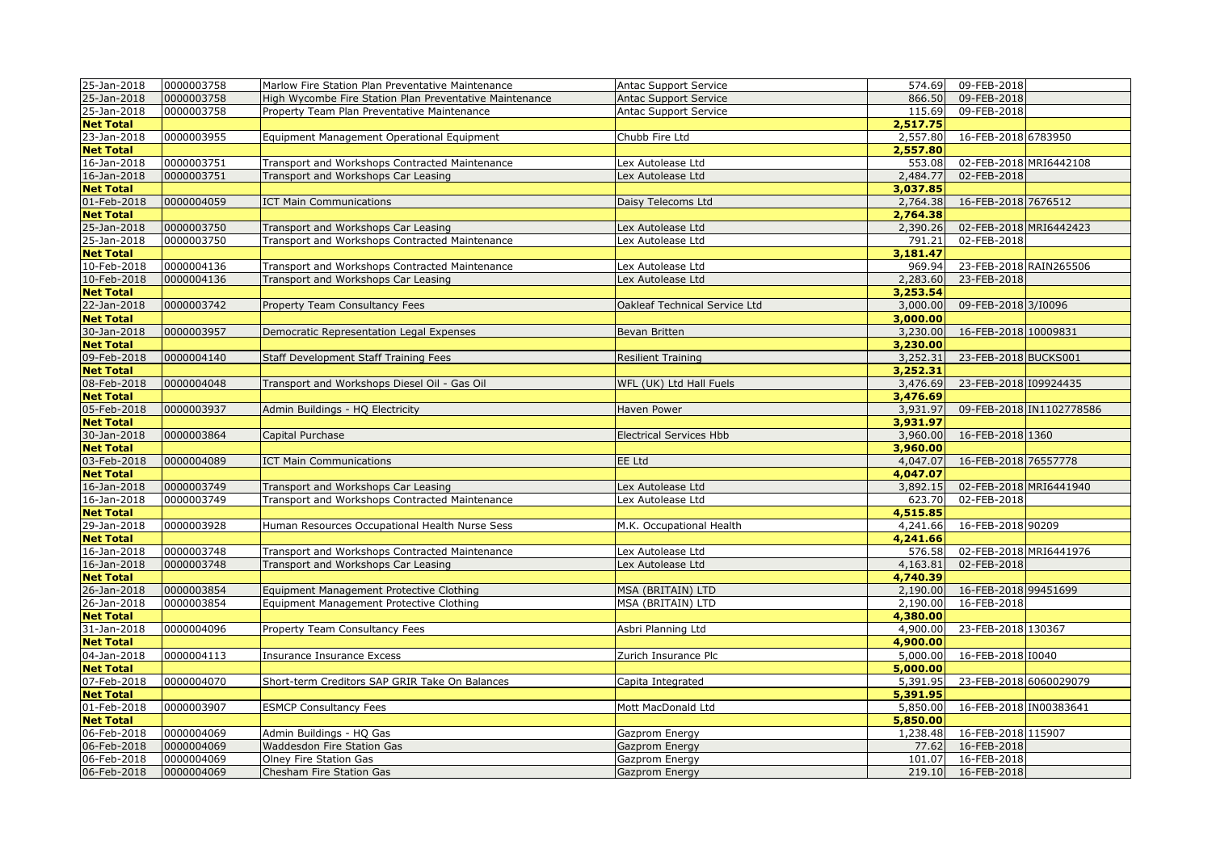| | | | | | | |
|---|---|---|---|---|---|---|
| 25-Jan-2018 | 0000003758 | Marlow Fire Station Plan Preventative Maintenance | Antac Support Service | 574.69 | 09-FEB-2018 | |
| 25-Jan-2018 | 0000003758 | High Wycombe Fire Station Plan Preventative Maintenance | Antac Support Service | 866.50 | 09-FEB-2018 | |
| 25-Jan-2018 | 0000003758 | Property Team Plan Preventative Maintenance | Antac Support Service | 115.69 | 09-FEB-2018 | |
| **Net Total** | | | | **2,517.75** | | |
| 23-Jan-2018 | 0000003955 | Equipment Management Operational Equipment | Chubb Fire Ltd | 2,557.80 | 16-FEB-2018 | 6783950 |
| **Net Total** | | | | **2,557.80** | | |
| 16-Jan-2018 | 0000003751 | Transport and Workshops Contracted Maintenance | Lex Autolease Ltd | 553.08 | 02-FEB-2018 | MRI6442108 |
| 16-Jan-2018 | 0000003751 | Transport and Workshops Car Leasing | Lex Autolease Ltd | 2,484.77 | 02-FEB-2018 | |
| **Net Total** | | | | **3,037.85** | | |
| 01-Feb-2018 | 0000004059 | ICT Main Communications | Daisy Telecoms Ltd | 2,764.38 | 16-FEB-2018 | 7676512 |
| **Net Total** | | | | **2,764.38** | | |
| 25-Jan-2018 | 0000003750 | Transport and Workshops Car Leasing | Lex Autolease Ltd | 2,390.26 | 02-FEB-2018 | MRI6442423 |
| 25-Jan-2018 | 0000003750 | Transport and Workshops Contracted Maintenance | Lex Autolease Ltd | 791.21 | 02-FEB-2018 | |
| **Net Total** | | | | **3,181.47** | | |
| 10-Feb-2018 | 0000004136 | Transport and Workshops Contracted Maintenance | Lex Autolease Ltd | 969.94 | 23-FEB-2018 | RAIN265506 |
| 10-Feb-2018 | 0000004136 | Transport and Workshops Car Leasing | Lex Autolease Ltd | 2,283.60 | 23-FEB-2018 | |
| **Net Total** | | | | **3,253.54** | | |
| 22-Jan-2018 | 0000003742 | Property Team Consultancy Fees | Oakleaf Technical Service Ltd | 3,000.00 | 09-FEB-2018 | 3/I0096 |
| **Net Total** | | | | **3,000.00** | | |
| 30-Jan-2018 | 0000003957 | Democratic Representation Legal Expenses | Bevan Britten | 3,230.00 | 16-FEB-2018 | 10009831 |
| **Net Total** | | | | **3,230.00** | | |
| 09-Feb-2018 | 0000004140 | Staff Development Staff Training Fees | Resilient Training | 3,252.31 | 23-FEB-2018 | BUCKS001 |
| **Net Total** | | | | **3,252.31** | | |
| 08-Feb-2018 | 0000004048 | Transport and Workshops Diesel Oil - Gas Oil | WFL (UK) Ltd Hall Fuels | 3,476.69 | 23-FEB-2018 | I09924435 |
| **Net Total** | | | | **3,476.69** | | |
| 05-Feb-2018 | 0000003937 | Admin Buildings - HQ Electricity | Haven Power | 3,931.97 | 09-FEB-2018 | IN1102778586 |
| **Net Total** | | | | **3,931.97** | | |
| 30-Jan-2018 | 0000003864 | Capital Purchase | Electrical Services Hbb | 3,960.00 | 16-FEB-2018 | 1360 |
| **Net Total** | | | | **3,960.00** | | |
| 03-Feb-2018 | 0000004089 | ICT Main Communications | EE Ltd | 4,047.07 | 16-FEB-2018 | 76557778 |
| **Net Total** | | | | **4,047.07** | | |
| 16-Jan-2018 | 0000003749 | Transport and Workshops Car Leasing | Lex Autolease Ltd | 3,892.15 | 02-FEB-2018 | MRI6441940 |
| 16-Jan-2018 | 0000003749 | Transport and Workshops Contracted Maintenance | Lex Autolease Ltd | 623.70 | 02-FEB-2018 | |
| **Net Total** | | | | **4,515.85** | | |
| 29-Jan-2018 | 0000003928 | Human Resources Occupational Health Nurse Sess | M.K. Occupational Health | 4,241.66 | 16-FEB-2018 | 90209 |
| **Net Total** | | | | **4,241.66** | | |
| 16-Jan-2018 | 0000003748 | Transport and Workshops Contracted Maintenance | Lex Autolease Ltd | 576.58 | 02-FEB-2018 | MRI6441976 |
| 16-Jan-2018 | 0000003748 | Transport and Workshops Car Leasing | Lex Autolease Ltd | 4,163.81 | 02-FEB-2018 | |
| **Net Total** | | | | **4,740.39** | | |
| 26-Jan-2018 | 0000003854 | Equipment Management Protective Clothing | MSA (BRITAIN) LTD | 2,190.00 | 16-FEB-2018 | 99451699 |
| 26-Jan-2018 | 0000003854 | Equipment Management Protective Clothing | MSA (BRITAIN) LTD | 2,190.00 | 16-FEB-2018 | |
| **Net Total** | | | | **4,380.00** | | |
| 31-Jan-2018 | 0000004096 | Property Team Consultancy Fees | Asbri Planning Ltd | 4,900.00 | 23-FEB-2018 | 130367 |
| **Net Total** | | | | **4,900.00** | | |
| 04-Jan-2018 | 0000004113 | Insurance Insurance Excess | Zurich Insurance Plc | 5,000.00 | 16-FEB-2018 | I0040 |
| **Net Total** | | | | **5,000.00** | | |
| 07-Feb-2018 | 0000004070 | Short-term Creditors SAP GRIR Take On Balances | Capita Integrated | 5,391.95 | 23-FEB-2018 | 6060029079 |
| **Net Total** | | | | **5,391.95** | | |
| 01-Feb-2018 | 0000003907 | ESMCP Consultancy Fees | Mott MacDonald Ltd | 5,850.00 | 16-FEB-2018 | IN00383641 |
| **Net Total** | | | | **5,850.00** | | |
| 06-Feb-2018 | 0000004069 | Admin Buildings - HQ Gas | Gazprom Energy | 1,238.48 | 16-FEB-2018 | 115907 |
| 06-Feb-2018 | 0000004069 | Waddesdon Fire Station Gas | Gazprom Energy | 77.62 | 16-FEB-2018 | |
| 06-Feb-2018 | 0000004069 | Olney Fire Station Gas | Gazprom Energy | 101.07 | 16-FEB-2018 | |
| 06-Feb-2018 | 0000004069 | Chesham Fire Station Gas | Gazprom Energy | 219.10 | 16-FEB-2018 | |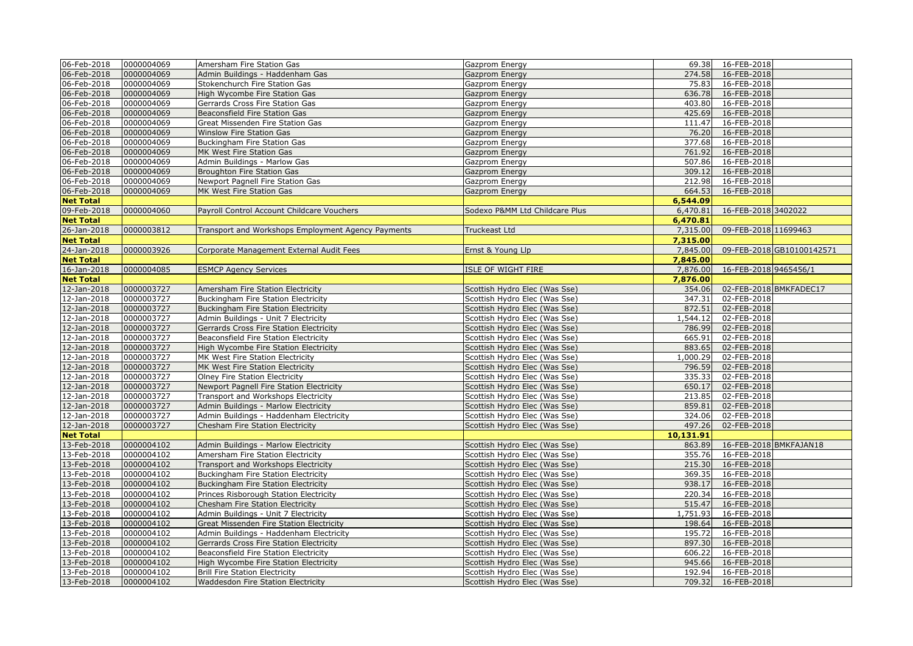| | | | | | | |
|---|---|---|---|---|---|---|
| 06-Feb-2018 | 0000004069 | Amersham Fire Station Gas | Gazprom Energy | 69.38 | 16-FEB-2018 | |
| 06-Feb-2018 | 0000004069 | Admin Buildings - Haddenham Gas | Gazprom Energy | 274.58 | 16-FEB-2018 | |
| 06-Feb-2018 | 0000004069 | Stokenchurch Fire Station Gas | Gazprom Energy | 75.83 | 16-FEB-2018 | |
| 06-Feb-2018 | 0000004069 | High Wycombe Fire Station Gas | Gazprom Energy | 636.78 | 16-FEB-2018 | |
| 06-Feb-2018 | 0000004069 | Gerrards Cross Fire Station Gas | Gazprom Energy | 403.80 | 16-FEB-2018 | |
| 06-Feb-2018 | 0000004069 | Beaconsfield Fire Station Gas | Gazprom Energy | 425.69 | 16-FEB-2018 | |
| 06-Feb-2018 | 0000004069 | Great Missenden Fire Station Gas | Gazprom Energy | 111.47 | 16-FEB-2018 | |
| 06-Feb-2018 | 0000004069 | Winslow Fire Station Gas | Gazprom Energy | 76.20 | 16-FEB-2018 | |
| 06-Feb-2018 | 0000004069 | Buckingham Fire Station Gas | Gazprom Energy | 377.68 | 16-FEB-2018 | |
| 06-Feb-2018 | 0000004069 | MK West Fire Station Gas | Gazprom Energy | 761.92 | 16-FEB-2018 | |
| 06-Feb-2018 | 0000004069 | Admin Buildings - Marlow Gas | Gazprom Energy | 507.86 | 16-FEB-2018 | |
| 06-Feb-2018 | 0000004069 | Broughton Fire Station Gas | Gazprom Energy | 309.12 | 16-FEB-2018 | |
| 06-Feb-2018 | 0000004069 | Newport Pagnell Fire Station Gas | Gazprom Energy | 212.98 | 16-FEB-2018 | |
| 06-Feb-2018 | 0000004069 | MK West Fire Station Gas | Gazprom Energy | 664.53 | 16-FEB-2018 | |
| **Net Total** | | | | **6,544.09** | | |
| 09-Feb-2018 | 0000004060 | Payroll Control Account Childcare Vouchers | Sodexo P&MM Ltd Childcare Plus | 6,470.81 | 16-FEB-2018 | 3402022 |
| **Net Total** | | | | **6,470.81** | | |
| 26-Jan-2018 | 0000003812 | Transport and Workshops Employment Agency Payments | Truckeast Ltd | 7,315.00 | 09-FEB-2018 | 11699463 |
| **Net Total** | | | | **7,315.00** | | |
| 24-Jan-2018 | 0000003926 | Corporate Management External Audit Fees | Ernst & Young Llp | 7,845.00 | 09-FEB-2018 | GB10100142571 |
| **Net Total** | | | | **7,845.00** | | |
| 16-Jan-2018 | 0000004085 | ESMCP Agency Services | ISLE OF WIGHT FIRE | 7,876.00 | 16-FEB-2018 | 9465456/1 |
| **Net Total** | | | | **7,876.00** | | |
| 12-Jan-2018 | 0000003727 | Amersham Fire Station Electricity | Scottish Hydro Elec (Was Sse) | 354.06 | 02-FEB-2018 | BMKFADEC17 |
| 12-Jan-2018 | 0000003727 | Buckingham Fire Station Electricity | Scottish Hydro Elec (Was Sse) | 347.31 | 02-FEB-2018 | |
| 12-Jan-2018 | 0000003727 | Buckingham Fire Station Electricity | Scottish Hydro Elec (Was Sse) | 872.51 | 02-FEB-2018 | |
| 12-Jan-2018 | 0000003727 | Admin Buildings - Unit 7 Electricity | Scottish Hydro Elec (Was Sse) | 1,544.12 | 02-FEB-2018 | |
| 12-Jan-2018 | 0000003727 | Gerrards Cross Fire Station Electricity | Scottish Hydro Elec (Was Sse) | 786.99 | 02-FEB-2018 | |
| 12-Jan-2018 | 0000003727 | Beaconsfield Fire Station Electricity | Scottish Hydro Elec (Was Sse) | 665.91 | 02-FEB-2018 | |
| 12-Jan-2018 | 0000003727 | High Wycombe Fire Station Electricity | Scottish Hydro Elec (Was Sse) | 883.65 | 02-FEB-2018 | |
| 12-Jan-2018 | 0000003727 | MK West Fire Station Electricity | Scottish Hydro Elec (Was Sse) | 1,000.29 | 02-FEB-2018 | |
| 12-Jan-2018 | 0000003727 | MK West Fire Station Electricity | Scottish Hydro Elec (Was Sse) | 796.59 | 02-FEB-2018 | |
| 12-Jan-2018 | 0000003727 | Olney Fire Station Electricity | Scottish Hydro Elec (Was Sse) | 335.33 | 02-FEB-2018 | |
| 12-Jan-2018 | 0000003727 | Newport Pagnell Fire Station Electricity | Scottish Hydro Elec (Was Sse) | 650.17 | 02-FEB-2018 | |
| 12-Jan-2018 | 0000003727 | Transport and Workshops Electricity | Scottish Hydro Elec (Was Sse) | 213.85 | 02-FEB-2018 | |
| 12-Jan-2018 | 0000003727 | Admin Buildings - Marlow Electricity | Scottish Hydro Elec (Was Sse) | 859.81 | 02-FEB-2018 | |
| 12-Jan-2018 | 0000003727 | Admin Buildings - Haddenham Electricity | Scottish Hydro Elec (Was Sse) | 324.06 | 02-FEB-2018 | |
| 12-Jan-2018 | 0000003727 | Chesham Fire Station Electricity | Scottish Hydro Elec (Was Sse) | 497.26 | 02-FEB-2018 | |
| **Net Total** | | | | **10,131.91** | | |
| 13-Feb-2018 | 0000004102 | Admin Buildings - Marlow Electricity | Scottish Hydro Elec (Was Sse) | 863.89 | 16-FEB-2018 | BMKFAJAN18 |
| 13-Feb-2018 | 0000004102 | Amersham Fire Station Electricity | Scottish Hydro Elec (Was Sse) | 355.76 | 16-FEB-2018 | |
| 13-Feb-2018 | 0000004102 | Transport and Workshops Electricity | Scottish Hydro Elec (Was Sse) | 215.30 | 16-FEB-2018 | |
| 13-Feb-2018 | 0000004102 | Buckingham Fire Station Electricity | Scottish Hydro Elec (Was Sse) | 369.35 | 16-FEB-2018 | |
| 13-Feb-2018 | 0000004102 | Buckingham Fire Station Electricity | Scottish Hydro Elec (Was Sse) | 938.17 | 16-FEB-2018 | |
| 13-Feb-2018 | 0000004102 | Princes Risborough Station Electricity | Scottish Hydro Elec (Was Sse) | 220.34 | 16-FEB-2018 | |
| 13-Feb-2018 | 0000004102 | Chesham Fire Station Electricity | Scottish Hydro Elec (Was Sse) | 515.47 | 16-FEB-2018 | |
| 13-Feb-2018 | 0000004102 | Admin Buildings - Unit 7 Electricity | Scottish Hydro Elec (Was Sse) | 1,751.93 | 16-FEB-2018 | |
| 13-Feb-2018 | 0000004102 | Great Missenden Fire Station Electricity | Scottish Hydro Elec (Was Sse) | 198.64 | 16-FEB-2018 | |
| 13-Feb-2018 | 0000004102 | Admin Buildings - Haddenham Electricity | Scottish Hydro Elec (Was Sse) | 195.72 | 16-FEB-2018 | |
| 13-Feb-2018 | 0000004102 | Gerrards Cross Fire Station Electricity | Scottish Hydro Elec (Was Sse) | 897.30 | 16-FEB-2018 | |
| 13-Feb-2018 | 0000004102 | Beaconsfield Fire Station Electricity | Scottish Hydro Elec (Was Sse) | 606.22 | 16-FEB-2018 | |
| 13-Feb-2018 | 0000004102 | High Wycombe Fire Station Electricity | Scottish Hydro Elec (Was Sse) | 945.66 | 16-FEB-2018 | |
| 13-Feb-2018 | 0000004102 | Brill Fire Station Electricity | Scottish Hydro Elec (Was Sse) | 192.94 | 16-FEB-2018 | |
| 13-Feb-2018 | 0000004102 | Waddesdon Fire Station Electricity | Scottish Hydro Elec (Was Sse) | 709.32 | 16-FEB-2018 | |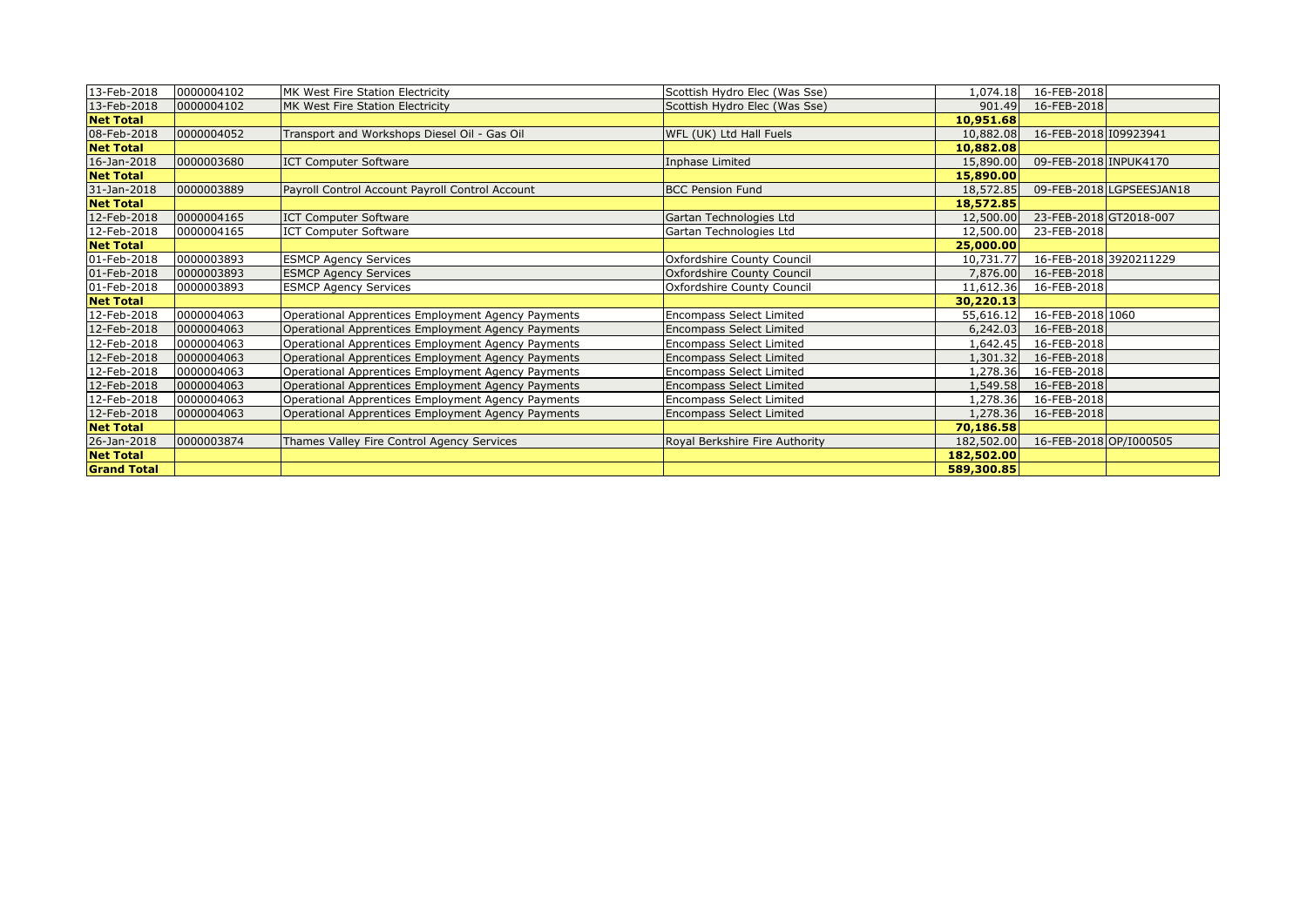| | | | | | | |
|---|---|---|---|---|---|---|
| 13-Feb-2018 | 0000004102 | MK West Fire Station Electricity | Scottish Hydro Elec (Was Sse) | 1,074.18 | 16-FEB-2018 | |
| 13-Feb-2018 | 0000004102 | MK West Fire Station Electricity | Scottish Hydro Elec (Was Sse) | 901.49 | 16-FEB-2018 | |
| **Net Total** | | | | **10,951.68** | | |
| 08-Feb-2018 | 0000004052 | Transport and Workshops Diesel Oil - Gas Oil | WFL (UK) Ltd Hall Fuels | 10,882.08 | 16-FEB-2018 | I09923941 |
| **Net Total** | | | | **10,882.08** | | |
| 16-Jan-2018 | 0000003680 | ICT Computer Software | Inphase Limited | 15,890.00 | 09-FEB-2018 | INPUK4170 |
| **Net Total** | | | | **15,890.00** | | |
| 31-Jan-2018 | 0000003889 | Payroll Control Account Payroll Control Account | BCC Pension Fund | 18,572.85 | 09-FEB-2018 | LGPSEESJAN18 |
| **Net Total** | | | | **18,572.85** | | |
| 12-Feb-2018 | 0000004165 | ICT Computer Software | Gartan Technologies Ltd | 12,500.00 | 23-FEB-2018 | GT2018-007 |
| 12-Feb-2018 | 0000004165 | ICT Computer Software | Gartan Technologies Ltd | 12,500.00 | 23-FEB-2018 | |
| **Net Total** | | | | **25,000.00** | | |
| 01-Feb-2018 | 0000003893 | ESMCP Agency Services | Oxfordshire County Council | 10,731.77 | 16-FEB-2018 | 3920211229 |
| 01-Feb-2018 | 0000003893 | ESMCP Agency Services | Oxfordshire County Council | 7,876.00 | 16-FEB-2018 | |
| 01-Feb-2018 | 0000003893 | ESMCP Agency Services | Oxfordshire County Council | 11,612.36 | 16-FEB-2018 | |
| **Net Total** | | | | **30,220.13** | | |
| 12-Feb-2018 | 0000004063 | Operational Apprentices Employment Agency Payments | Encompass Select Limited | 55,616.12 | 16-FEB-2018 | 1060 |
| 12-Feb-2018 | 0000004063 | Operational Apprentices Employment Agency Payments | Encompass Select Limited | 6,242.03 | 16-FEB-2018 | |
| 12-Feb-2018 | 0000004063 | Operational Apprentices Employment Agency Payments | Encompass Select Limited | 1,642.45 | 16-FEB-2018 | |
| 12-Feb-2018 | 0000004063 | Operational Apprentices Employment Agency Payments | Encompass Select Limited | 1,301.32 | 16-FEB-2018 | |
| 12-Feb-2018 | 0000004063 | Operational Apprentices Employment Agency Payments | Encompass Select Limited | 1,278.36 | 16-FEB-2018 | |
| 12-Feb-2018 | 0000004063 | Operational Apprentices Employment Agency Payments | Encompass Select Limited | 1,549.58 | 16-FEB-2018 | |
| 12-Feb-2018 | 0000004063 | Operational Apprentices Employment Agency Payments | Encompass Select Limited | 1,278.36 | 16-FEB-2018 | |
| 12-Feb-2018 | 0000004063 | Operational Apprentices Employment Agency Payments | Encompass Select Limited | 1,278.36 | 16-FEB-2018 | |
| **Net Total** | | | | **70,186.58** | | |
| 26-Jan-2018 | 0000003874 | Thames Valley Fire Control Agency Services | Royal Berkshire Fire Authority | 182,502.00 | 16-FEB-2018 | OP/I000505 |
| **Net Total** | | | | **182,502.00** | | |
| **Grand Total** | | | | **589,300.85** | | |